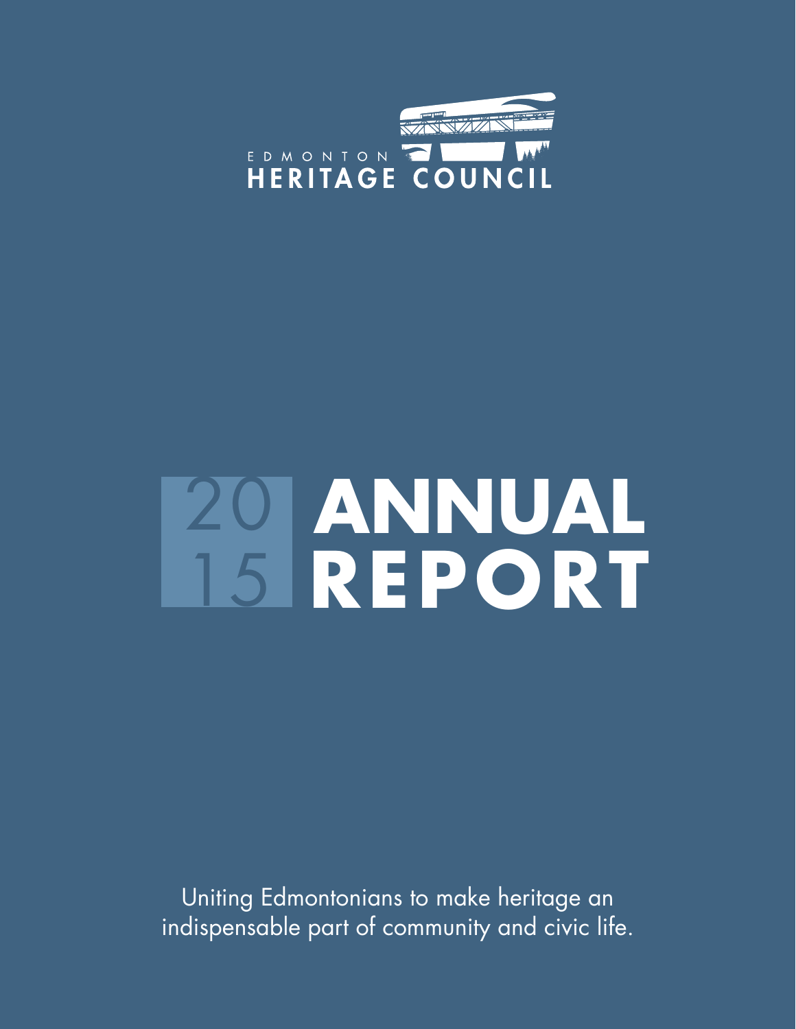EDMONTON
HERITAGE COUNCIL

# 2015 ANNUAL REPORT

Uniting Edmontonians to make heritage an indispensable part of community and civic life.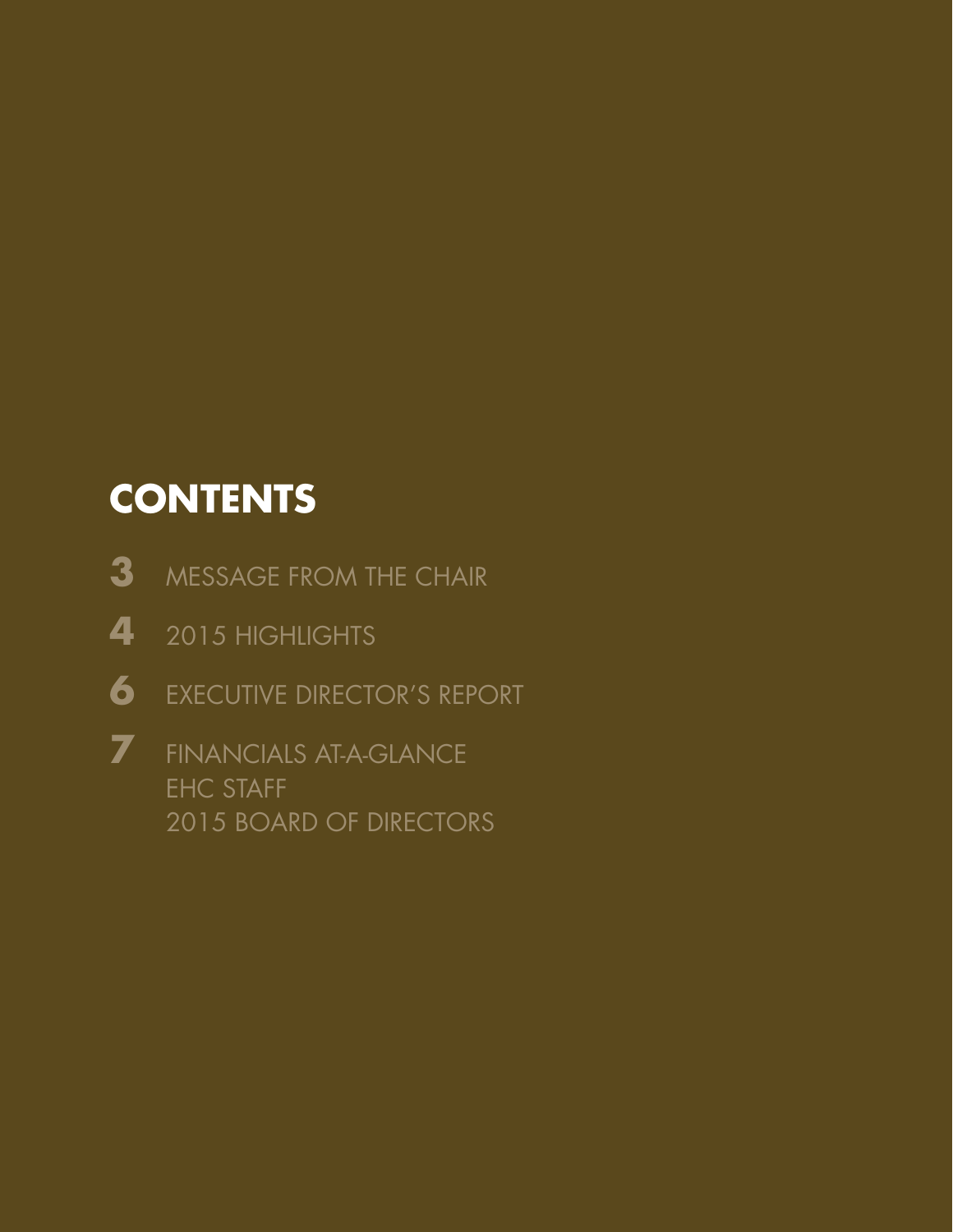# CONTENTS

**3** MESSAGE FROM THE CHAIR

**4** 2015 HIGHLIGHTS

**6** EXECUTIVE DIRECTOR'S REPORT

**7** FINANCIALS AT-A-GLANCE
EHC STAFF
2015 BOARD OF DIRECTORS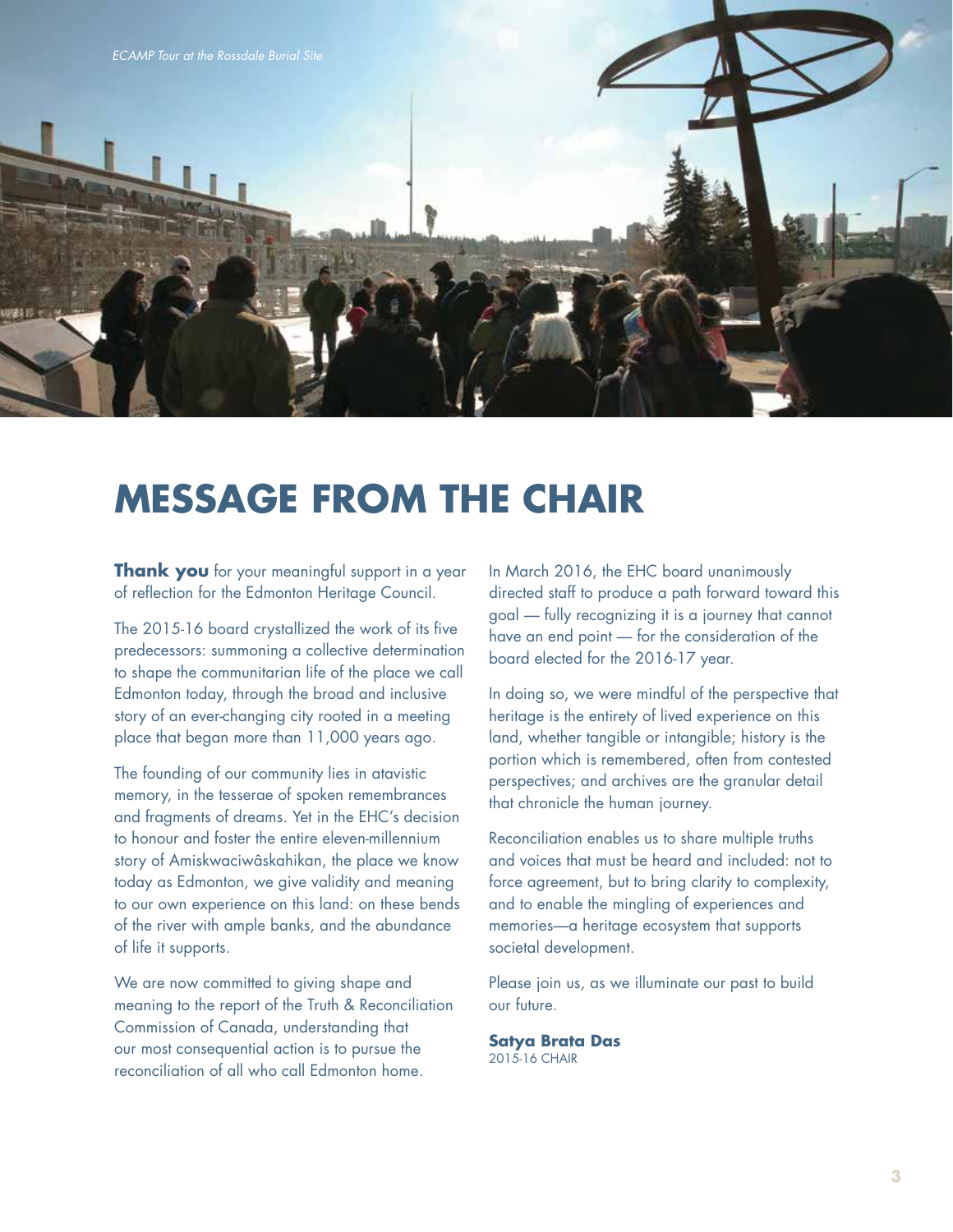*ECAMP Tour at the Rossdale Burial Site*

# MESSAGE FROM THE CHAIR

**Thank you** for your meaningful support in a year of reflection for the Edmonton Heritage Council.

The 2015-16 board crystallized the work of its five predecessors: summoning a collective determination to shape the communitarian life of the place we call Edmonton today, through the broad and inclusive story of an ever-changing city rooted in a meeting place that began more than 11,000 years ago.

The founding of our community lies in atavistic memory, in the tesserae of spoken remembrances and fragments of dreams. Yet in the EHC's decision to honour and foster the entire eleven-millennium story of Amiskwaciwâskahikan, the place we know today as Edmonton, we give validity and meaning to our own experience on this land: on these bends of the river with ample banks, and the abundance of life it supports.

We are now committed to giving shape and meaning to the report of the Truth & Reconciliation Commission of Canada, understanding that our most consequential action is to pursue the reconciliation of all who call Edmonton home.

In March 2016, the EHC board unanimously directed staff to produce a path forward toward this goal — fully recognizing it is a journey that cannot have an end point — for the consideration of the board elected for the 2016-17 year.

In doing so, we were mindful of the perspective that heritage is the entirety of lived experience on this land, whether tangible or intangible; history is the portion which is remembered, often from contested perspectives; and archives are the granular detail that chronicle the human journey.

Reconciliation enables us to share multiple truths and voices that must be heard and included: not to force agreement, but to bring clarity to complexity, and to enable the mingling of experiences and memories—a heritage ecosystem that supports societal development.

Please join us, as we illuminate our past to build our future.

**Satya Brata Das**
2015-16 CHAIR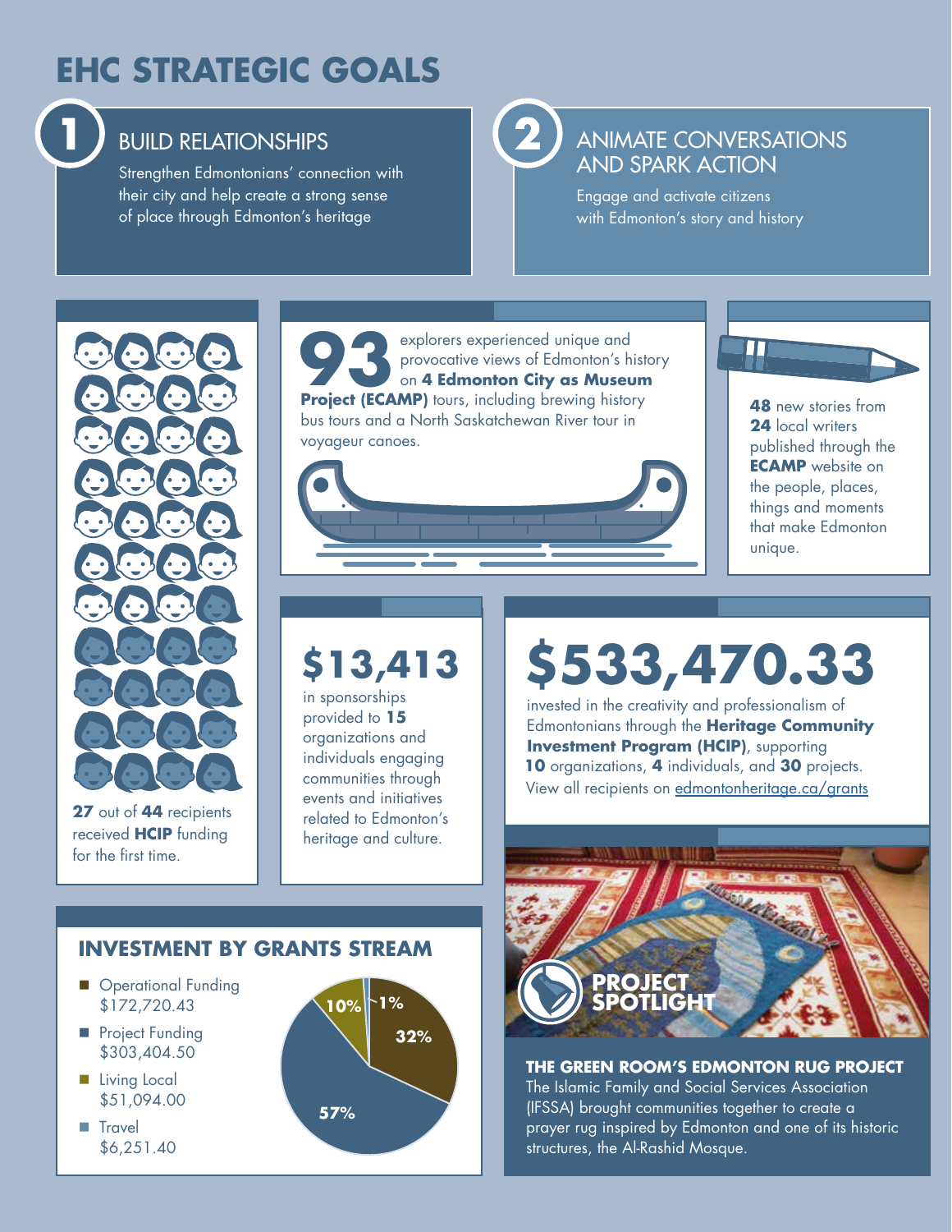# EHC STRATEGIC GOALS

## 1 BUILD RELATIONSHIPS

Strengthen Edmontonians' connection with their city and help create a strong sense of place through Edmonton's heritage

## 2 ANIMATE CONVERSATIONS AND SPARK ACTION

Engage and activate citizens with Edmonton's story and history

**27** out of **44** recipients received **HCIP** funding for the first time.

**93** explorers experienced unique and provocative views of Edmonton's history on **4 Edmonton City as Museum Project (ECAMP)** tours, including brewing history bus tours and a North Saskatchewan River tour in voyageur canoes.

**48** new stories from **24** local writers published through the **ECAMP** website on the people, places, things and moments that make Edmonton unique.

**$13,413** in sponsorships provided to **15** organizations and individuals engaging communities through events and initiatives related to Edmonton's heritage and culture.

**$533,470.33** invested in the creativity and professionalism of Edmontonians through the **Heritage Community Investment Program (HCIP)**, supporting **10** organizations, **4** individuals, and **30** projects. View all recipients on edmontonheritage.ca/grants

### INVESTMENT BY GRANTS STREAM

- Operational Funding $172,720.43
- Project Funding $303,404.50
- Living Local $51,094.00
- Travel $6,251.40

32%
57%
10%
1%

**PROJECT SPOTLIGHT**

### THE GREEN ROOM'S EDMONTON RUG PROJECT

The Islamic Family and Social Services Association (IFSSA) brought communities together to create a prayer rug inspired by Edmonton and one of its historic structures, the Al-Rashid Mosque.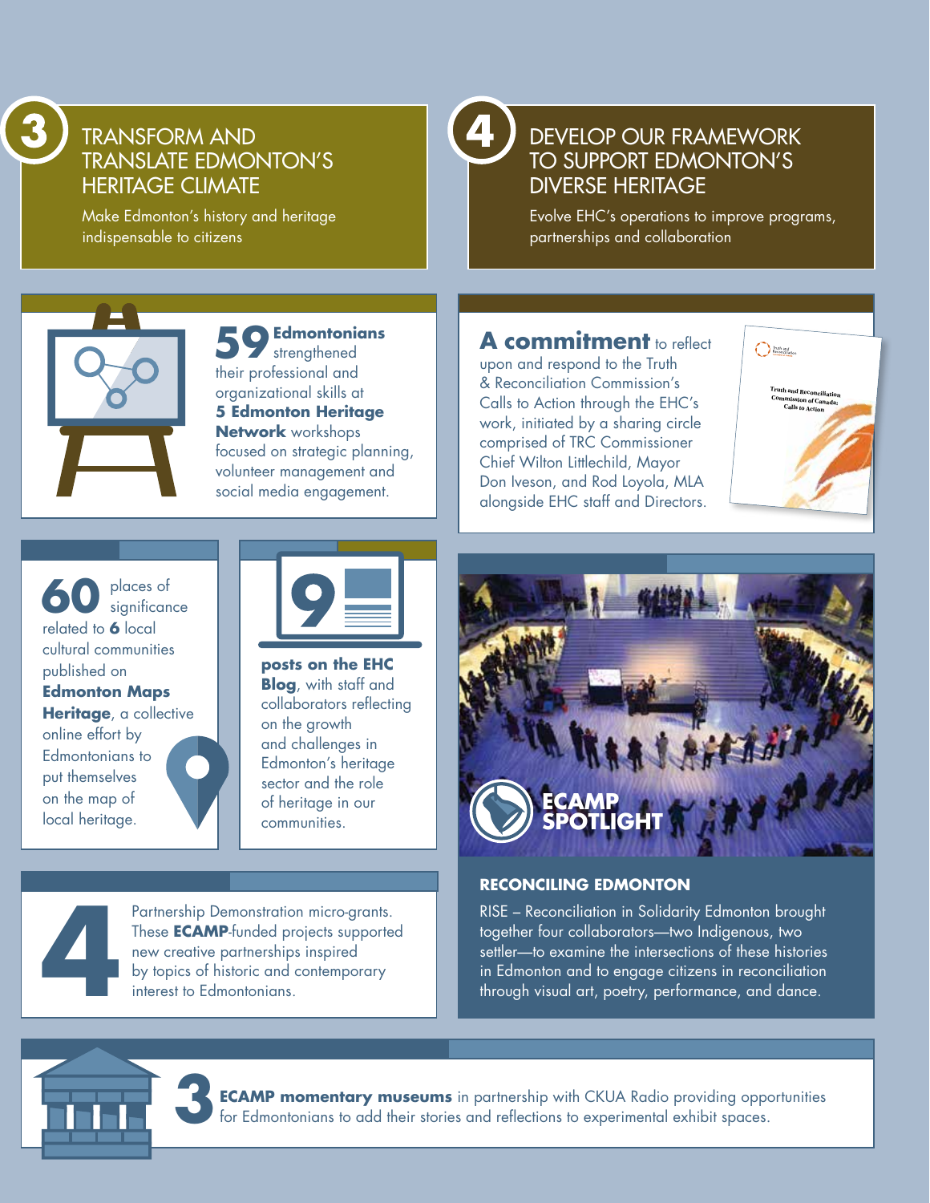## 3 TRANSFORM AND TRANSLATE EDMONTON'S HERITAGE CLIMATE

Make Edmonton's history and heritage indispensable to citizens

## 4 DEVELOP OUR FRAMEWORK TO SUPPORT EDMONTON'S DIVERSE HERITAGE

Evolve EHC's operations to improve programs, partnerships and collaboration

**59 Edmontonians** strengthened their professional and organizational skills at **5 Edmonton Heritage Network** workshops focused on strategic planning, volunteer management and social media engagement.

**A commitment** to reflect upon and respond to the Truth & Reconciliation Commission's Calls to Action through the EHC's work, initiated by a sharing circle comprised of TRC Commissioner Chief Wilton Littlechild, Mayor Don Iveson, and Rod Loyola, MLA alongside EHC staff and Directors.

**60** places of significance related to **6** local cultural communities published on **Edmonton Maps Heritage**, a collective online effort by Edmontonians to put themselves on the map of local heritage.

**9 posts on the EHC Blog**, with staff and collaborators reflecting on the growth and challenges in Edmonton's heritage sector and the role of heritage in our communities.

**ECAMP SPOTLIGHT**

### RECONCILING EDMONTON

RISE – Reconciliation in Solidarity Edmonton brought together four collaborators—two Indigenous, two settler—to examine the intersections of these histories in Edmonton and to engage citizens in reconciliation through visual art, poetry, performance, and dance.

**4** Partnership Demonstration micro-grants. These **ECAMP**-funded projects supported new creative partnerships inspired by topics of historic and contemporary interest to Edmontonians.

**3 ECAMP momentary museums** in partnership with CKUA Radio providing opportunities for Edmontonians to add their stories and reflections to experimental exhibit spaces.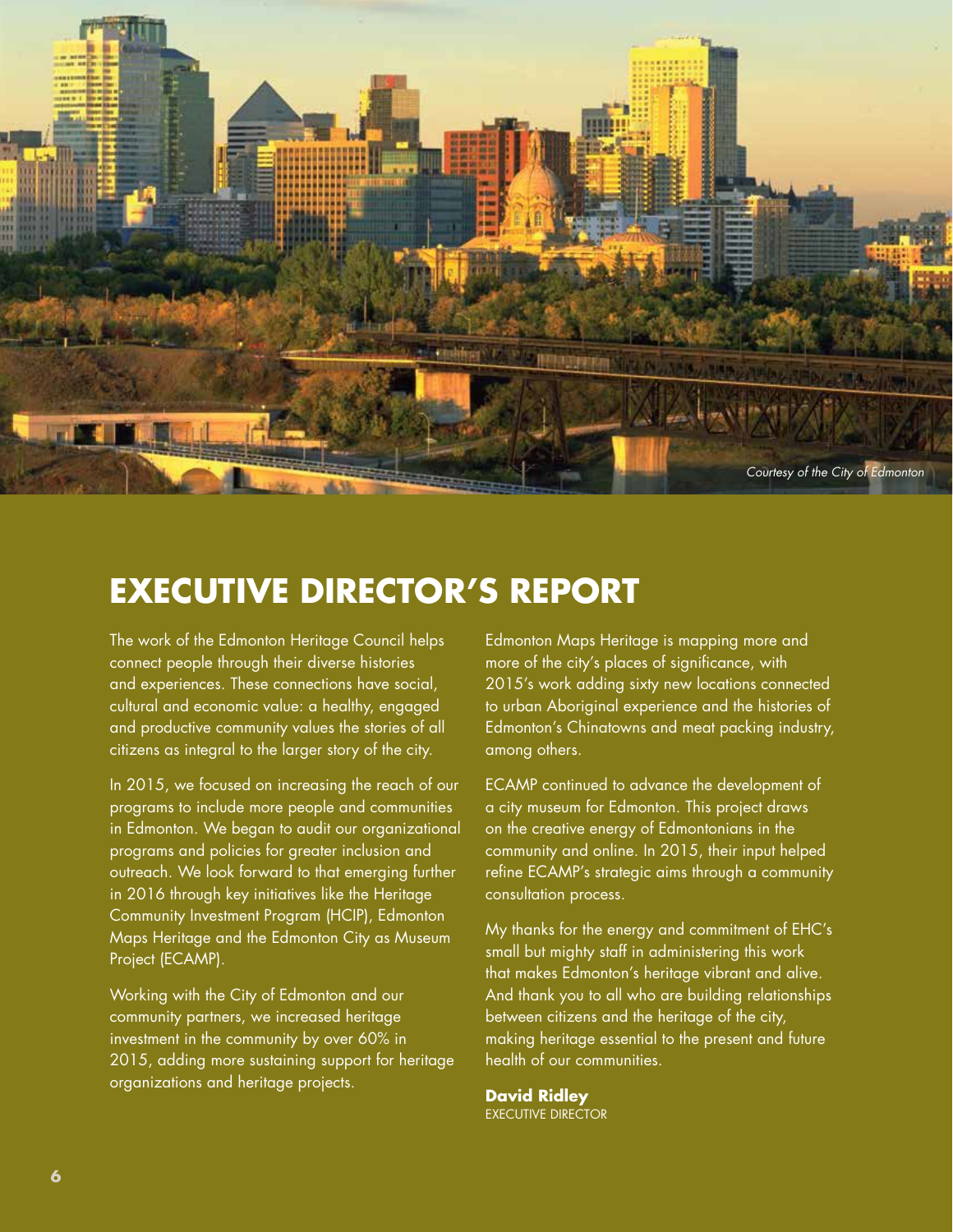*Courtesy of the City of Edmonton*

# EXECUTIVE DIRECTOR'S REPORT

The work of the Edmonton Heritage Council helps connect people through their diverse histories and experiences. These connections have social, cultural and economic value: a healthy, engaged and productive community values the stories of all citizens as integral to the larger story of the city.

In 2015, we focused on increasing the reach of our programs to include more people and communities in Edmonton. We began to audit our organizational programs and policies for greater inclusion and outreach. We look forward to that emerging further in 2016 through key initiatives like the Heritage Community Investment Program (HCIP), Edmonton Maps Heritage and the Edmonton City as Museum Project (ECAMP).

Working with the City of Edmonton and our community partners, we increased heritage investment in the community by over 60% in 2015, adding more sustaining support for heritage organizations and heritage projects.

Edmonton Maps Heritage is mapping more and more of the city's places of significance, with 2015's work adding sixty new locations connected to urban Aboriginal experience and the histories of Edmonton's Chinatowns and meat packing industry, among others.

ECAMP continued to advance the development of a city museum for Edmonton. This project draws on the creative energy of Edmontonians in the community and online. In 2015, their input helped refine ECAMP's strategic aims through a community consultation process.

My thanks for the energy and commitment of EHC's small but mighty staff in administering this work that makes Edmonton's heritage vibrant and alive. And thank you to all who are building relationships between citizens and the heritage of the city, making heritage essential to the present and future health of our communities.

**David Ridley**
EXECUTIVE DIRECTOR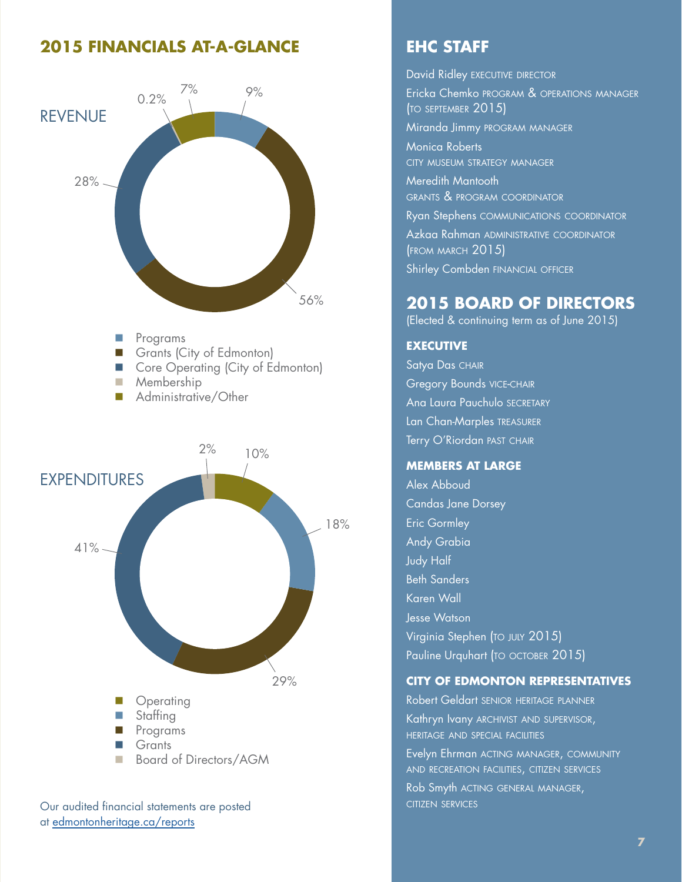## 2015 FINANCIALS AT-A-GLANCE

REVENUE

0.2%
7%
9%
28%
56%

- Programs
- Grants (City of Edmonton)
- Core Operating (City of Edmonton)
- Membership
- Administrative/Other

EXPENDITURES

2%
10%
18%
41%
29%

- Operating
- Staffing
- Programs
- Grants
- Board of Directors/AGM

Our audited financial statements are posted at edmontonheritage.ca/reports

## EHC STAFF

David Ridley EXECUTIVE DIRECTOR
Ericka Chemko PROGRAM & OPERATIONS MANAGER (TO SEPTEMBER 2015)
Miranda Jimmy PROGRAM MANAGER
Monica Roberts CITY MUSEUM STRATEGY MANAGER
Meredith Mantooth GRANTS & PROGRAM COORDINATOR
Ryan Stephens COMMUNICATIONS COORDINATOR
Azkaa Rahman ADMINISTRATIVE COORDINATOR (FROM MARCH 2015)
Shirley Combden FINANCIAL OFFICER

## 2015 BOARD OF DIRECTORS

(Elected & continuing term as of June 2015)

### EXECUTIVE

Satya Das CHAIR
Gregory Bounds VICE-CHAIR
Ana Laura Pauchulo SECRETARY
Lan Chan-Marples TREASURER
Terry O'Riordan PAST CHAIR

### MEMBERS AT LARGE

Alex Abboud
Candas Jane Dorsey
Eric Gormley
Andy Grabia
Judy Half
Beth Sanders
Karen Wall
Jesse Watson
Virginia Stephen (TO JULY 2015)
Pauline Urquhart (TO OCTOBER 2015)

### CITY OF EDMONTON REPRESENTATIVES

Robert Geldart SENIOR HERITAGE PLANNER
Kathryn Ivany ARCHIVIST AND SUPERVISOR, HERITAGE AND SPECIAL FACILITIES
Evelyn Ehrman ACTING MANAGER, COMMUNITY AND RECREATION FACILITIES, CITIZEN SERVICES
Rob Smyth ACTING GENERAL MANAGER, CITIZEN SERVICES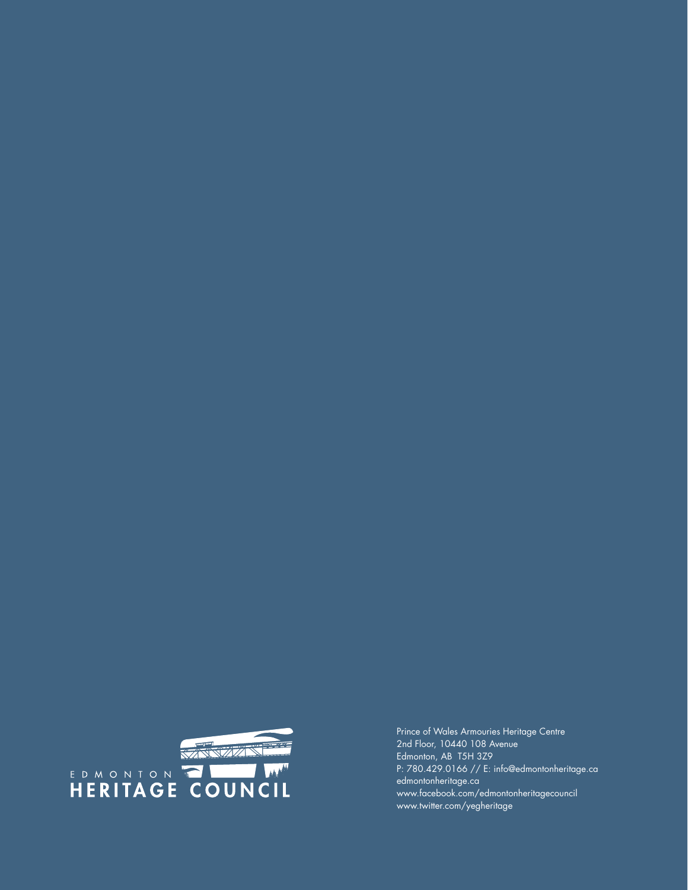EDMONTON
HERITAGE COUNCIL

Prince of Wales Armouries Heritage Centre
2nd Floor, 10440 108 Avenue
Edmonton, AB T5H 3Z9
P: 780.429.0166 // E: info@edmontonheritage.ca
edmontonheritage.ca
www.facebook.com/edmontonheritagecouncil
www.twitter.com/yegheritage